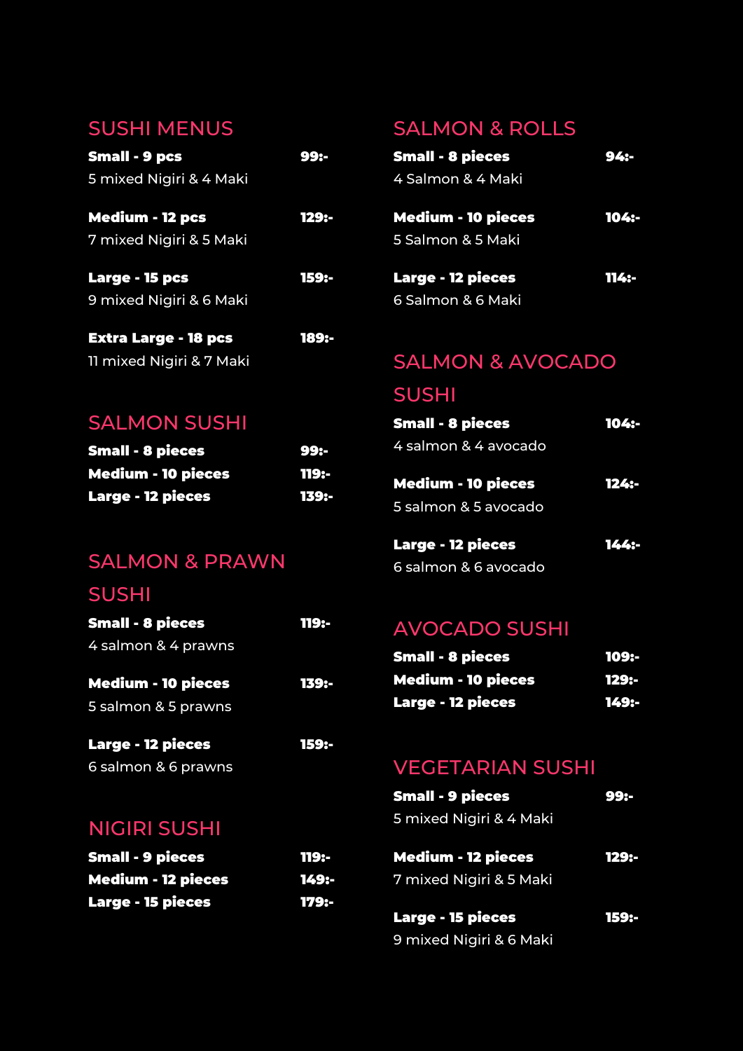## SUSHI MENUS

**Small - 9 pcs** **99:-**
5 mixed Nigiri & 4 Maki

**Medium - 12 pcs** **129:-**
7 mixed Nigiri & 5 Maki

**Large - 15 pcs** **159:-**
9 mixed Nigiri & 6 Maki

**Extra Large - 18 pcs** **189:-**
11 mixed Nigiri & 7 Maki

## SALMON SUSHI

**Small - 8 pieces** **99:-**
**Medium - 10 pieces** **119:-**
**Large - 12 pieces** **139:-**

## SALMON & PRAWN SUSHI

**Small - 8 pieces** **119:-**
4 salmon & 4 prawns

**Medium - 10 pieces** **139:-**
5 salmon & 5 prawns

**Large - 12 pieces** **159:-**
6 salmon & 6 prawns

## NIGIRI SUSHI

**Small - 9 pieces** **119:-**
**Medium - 12 pieces** **149:-**
**Large - 15 pieces** **179:-**

## SALMON & ROLLS

**Small - 8 pieces** **94:-**
4 Salmon & 4 Maki

**Medium - 10 pieces** **104:-**
5 Salmon & 5 Maki

**Large - 12 pieces** **114:-**
6 Salmon & 6 Maki

## SALMON & AVOCADO SUSHI

**Small - 8 pieces** **104:-**
4 salmon & 4 avocado

**Medium - 10 pieces** **124:-**
5 salmon & 5 avocado

**Large - 12 pieces** **144:-**
6 salmon & 6 avocado

## AVOCADO SUSHI

**Small - 8 pieces** **109:-**
**Medium - 10 pieces** **129:-**
**Large - 12 pieces** **149:-**

## VEGETARIAN SUSHI

**Small - 9 pieces** **99:-**
5 mixed Nigiri & 4 Maki

**Medium - 12 pieces** **129:-**
7 mixed Nigiri & 5 Maki

**Large - 15 pieces** **159:-**
9 mixed Nigiri & 6 Maki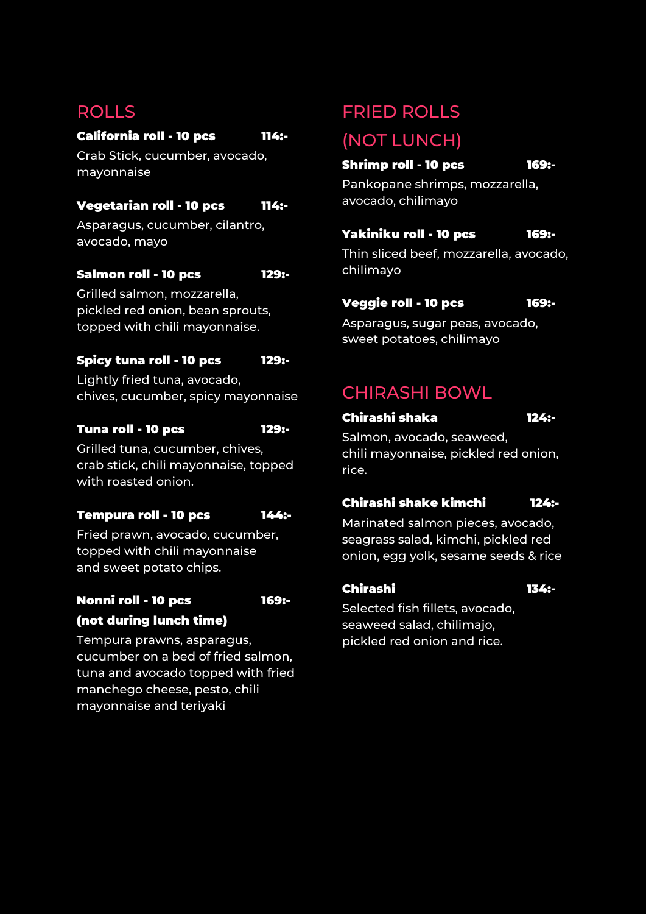## ROLLS

**California roll - 10 pcs** **114:-**

Crab Stick, cucumber, avocado, mayonnaise

**Vegetarian roll - 10 pcs** **114:-**

Asparagus, cucumber, cilantro, avocado, mayo

**Salmon roll - 10 pcs** **129:-**

Grilled salmon, mozzarella, pickled red onion, bean sprouts, topped with chili mayonnaise.

**Spicy tuna roll - 10 pcs** **129:-**

Lightly fried tuna, avocado, chives, cucumber, spicy mayonnaise

**Tuna roll - 10 pcs** **129:-**

Grilled tuna, cucumber, chives, crab stick, chili mayonnaise, topped with roasted onion.

**Tempura roll - 10 pcs** **144:-**

Fried prawn, avocado, cucumber, topped with chili mayonnaise and sweet potato chips.

**Nonni roll - 10 pcs** **169:-**
**(not during lunch time)**

Tempura prawns, asparagus, cucumber on a bed of fried salmon, tuna and avocado topped with fried manchego cheese, pesto, chili mayonnaise and teriyaki

## FRIED ROLLS (NOT LUNCH)

**Shrimp roll - 10 pcs** **169:-**

Pankopane shrimps, mozzarella, avocado, chilimayo

**Yakiniku roll - 10 pcs** **169:-**

Thin sliced beef, mozzarella, avocado, chilimayo

**Veggie roll - 10 pcs** **169:-**

Asparagus, sugar peas, avocado, sweet potatoes, chilimayo

## CHIRASHI BOWL

**Chirashi shaka** **124:-**

Salmon, avocado, seaweed, chili mayonnaise, pickled red onion, rice.

**Chirashi shake kimchi** **124:-**

Marinated salmon pieces, avocado, seagrass salad, kimchi, pickled red onion, egg yolk, sesame seeds & rice

**Chirashi** **134:-**

Selected fish fillets, avocado, seaweed salad, chilimajo, pickled red onion and rice.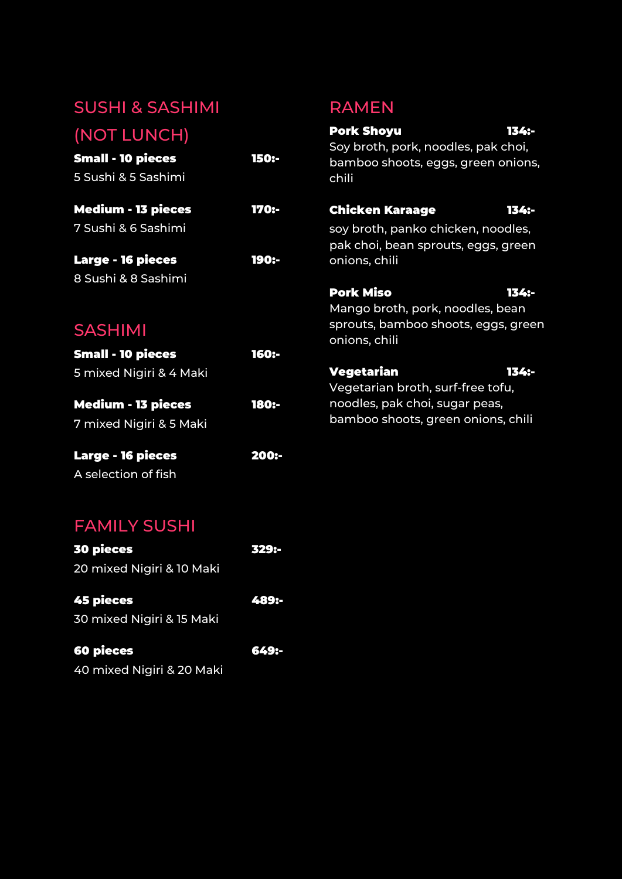## SUSHI & SASHIMI (NOT LUNCH)

**Small - 10 pieces** **150:-**
5 Sushi & 5 Sashimi

**Medium - 13 pieces** **170:-**
7 Sushi & 6 Sashimi

**Large - 16 pieces** **190:-**
8 Sushi & 8 Sashimi

## SASHIMI

**Small - 10 pieces** **160:-**
5 mixed Nigiri & 4 Maki

**Medium - 13 pieces** **180:-**
7 mixed Nigiri & 5 Maki

**Large - 16 pieces** **200:-**
A selection of fish

## FAMILY SUSHI

**30 pieces** **329:-**
20 mixed Nigiri & 10 Maki

**45 pieces** **489:-**
30 mixed Nigiri & 15 Maki

**60 pieces** **649:-**
40 mixed Nigiri & 20 Maki

## RAMEN

**Pork Shoyu** **134:-**
Soy broth, pork, noodles, pak choi, bamboo shoots, eggs, green onions, chili

**Chicken Karaage** **134:-**
soy broth, panko chicken, noodles, pak choi, bean sprouts, eggs, green onions, chili

**Pork Miso** **134:-**
Mango broth, pork, noodles, bean sprouts, bamboo shoots, eggs, green onions, chili

**Vegetarian** **134:-**
Vegetarian broth, surf-free tofu, noodles, pak choi, sugar peas, bamboo shoots, green onions, chili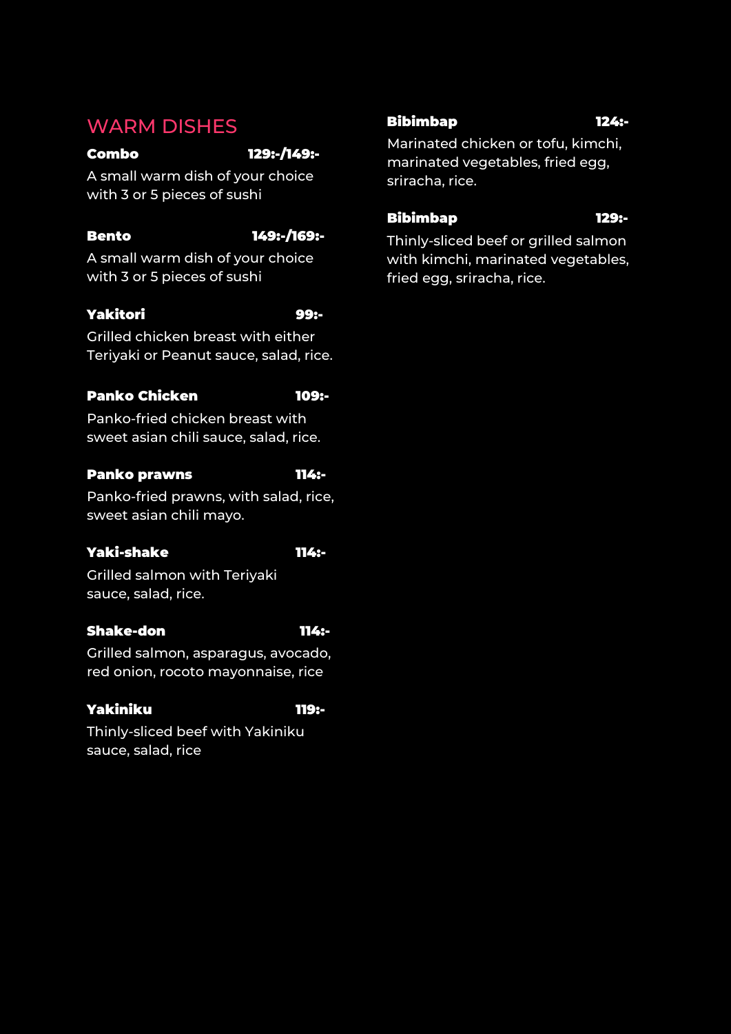## WARM DISHES

**Combo** **129:-/149:-**

A small warm dish of your choice with 3 or 5 pieces of sushi

**Bento** **149:-/169:-**

A small warm dish of your choice with 3 or 5 pieces of sushi

**Yakitori** **99:-**

Grilled chicken breast with either Teriyaki or Peanut sauce, salad, rice.

**Panko Chicken** **109:-**

Panko-fried chicken breast with sweet asian chili sauce, salad, rice.

**Panko prawns** **114:-**

Panko-fried prawns, with salad, rice, sweet asian chili mayo.

**Yaki-shake** **114:-**

Grilled salmon with Teriyaki sauce, salad, rice.

**Shake-don** **114:-**

Grilled salmon, asparagus, avocado, red onion, rocoto mayonnaise, rice

**Yakiniku** **119:-**

Thinly-sliced beef with Yakiniku sauce, salad, rice

**Bibimbap** **124:-**

Marinated chicken or tofu, kimchi, marinated vegetables, fried egg, sriracha, rice.

**Bibimbap** **129:-**

Thinly-sliced beef or grilled salmon with kimchi, marinated vegetables, fried egg, sriracha, rice.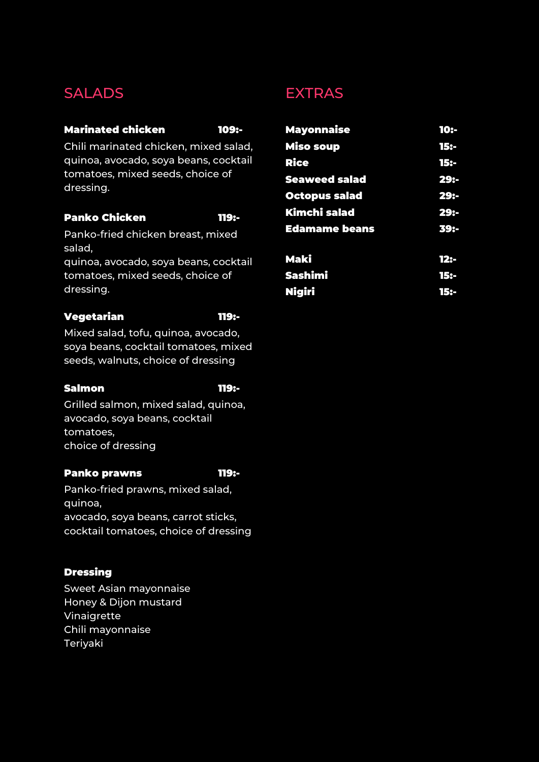## SALADS

**Marinated chicken** **109:-**

Chili marinated chicken, mixed salad, quinoa, avocado, soya beans, cocktail tomatoes, mixed seeds, choice of dressing.

**Panko Chicken** **119:-**

Panko-fried chicken breast, mixed salad,
quinoa, avocado, soya beans, cocktail tomatoes, mixed seeds, choice of dressing.

**Vegetarian** **119:-**

Mixed salad, tofu, quinoa, avocado, soya beans, cocktail tomatoes, mixed seeds, walnuts, choice of dressing

**Salmon** **119:-**

Grilled salmon, mixed salad, quinoa, avocado, soya beans, cocktail tomatoes,
choice of dressing

**Panko prawns** **119:-**

Panko-fried prawns, mixed salad, quinoa,
avocado, soya beans, carrot sticks, cocktail tomatoes, choice of dressing

**Dressing**

Sweet Asian mayonnaise
Honey & Dijon mustard
Vinaigrette
Chili mayonnaise
Teriyaki

## EXTRAS

| | |
|---|---|
| **Mayonnaise** | **10:-** |
| **Miso soup** | **15:-** |
| **Rice** | **15:-** |
| **Seaweed salad** | **29:-** |
| **Octopus salad** | **29:-** |
| **Kimchi salad** | **29:-** |
| **Edamame beans** | **39:-** |

| | |
|---|---|
| **Maki** | **12:-** |
| **Sashimi** | **15:-** |
| **Nigiri** | **15:-** |